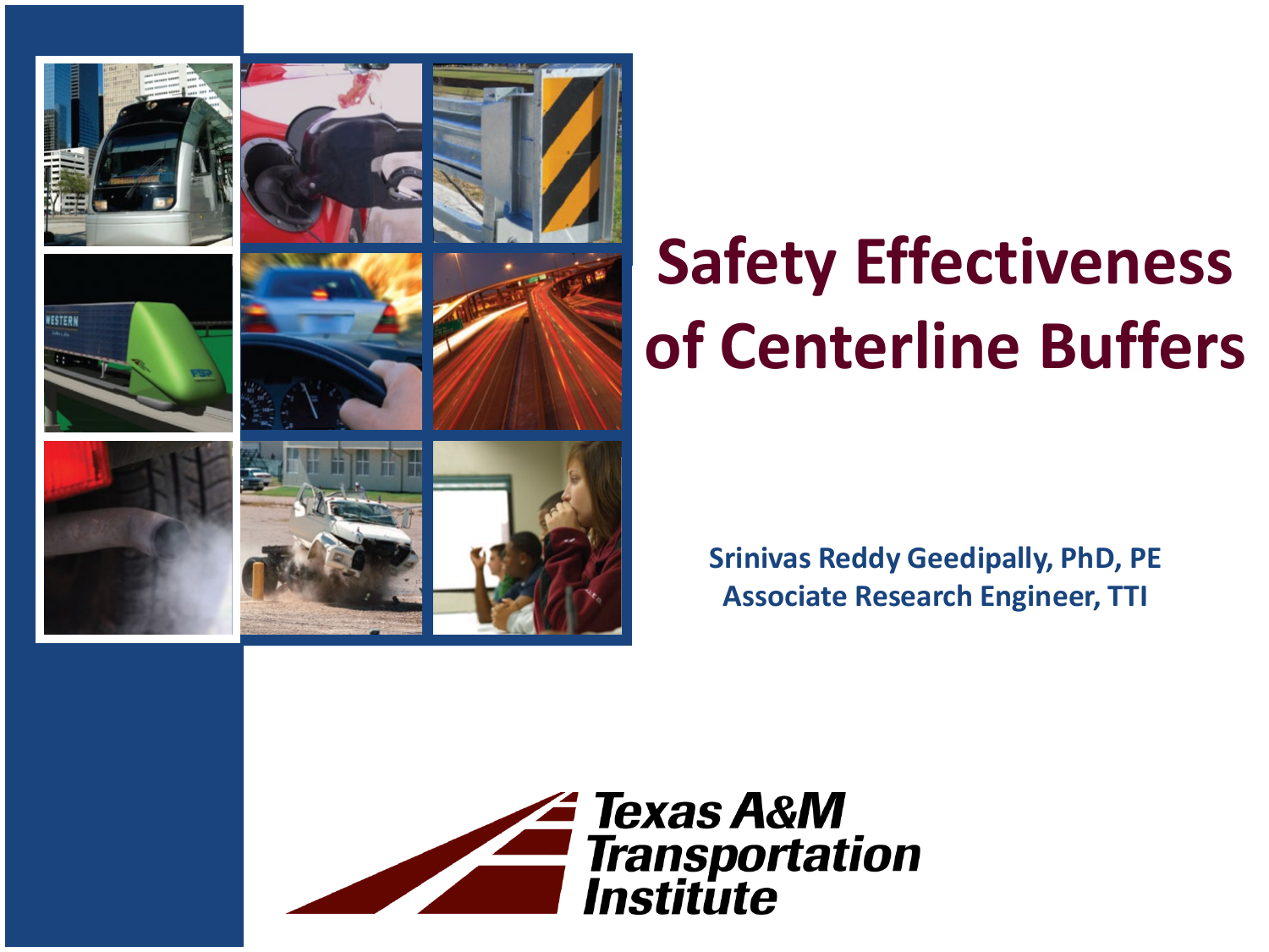# Safety Effectiveness of Centerline Buffers

**Srinivas Reddy Geedipally, PhD, PE**
**Associate Research Engineer, TTI**

Texas A&M Transportation Institute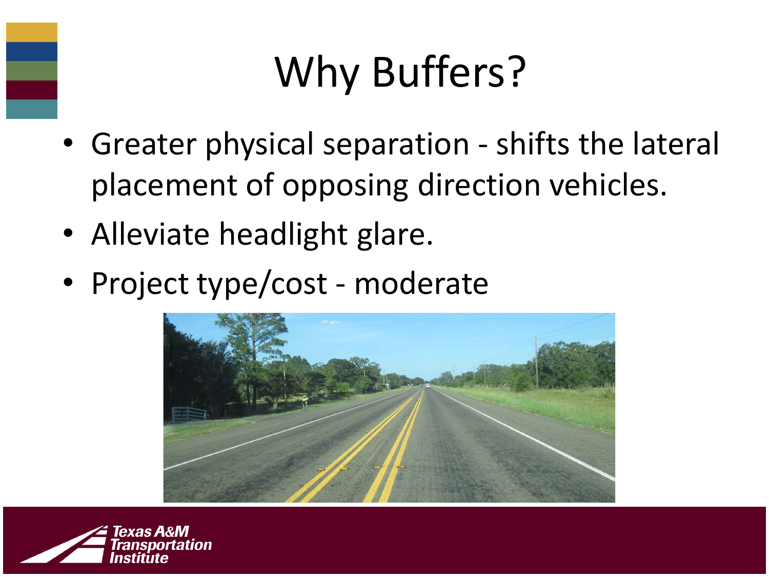# Why Buffers?

- Greater physical separation - shifts the lateral placement of opposing direction vehicles.
- Alleviate headlight glare.
- Project type/cost - moderate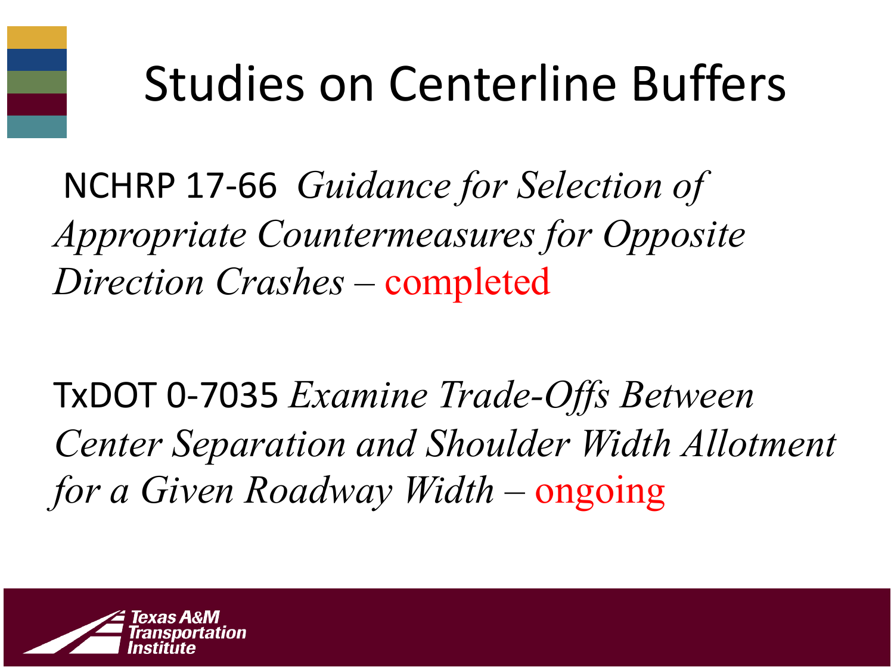# Studies on Centerline Buffers

NCHRP 17-66 *Guidance for Selection of Appropriate Countermeasures for Opposite Direction Crashes* – completed

TxDOT 0-7035 *Examine Trade-Offs Between Center Separation and Shoulder Width Allotment for a Given Roadway Width* – ongoing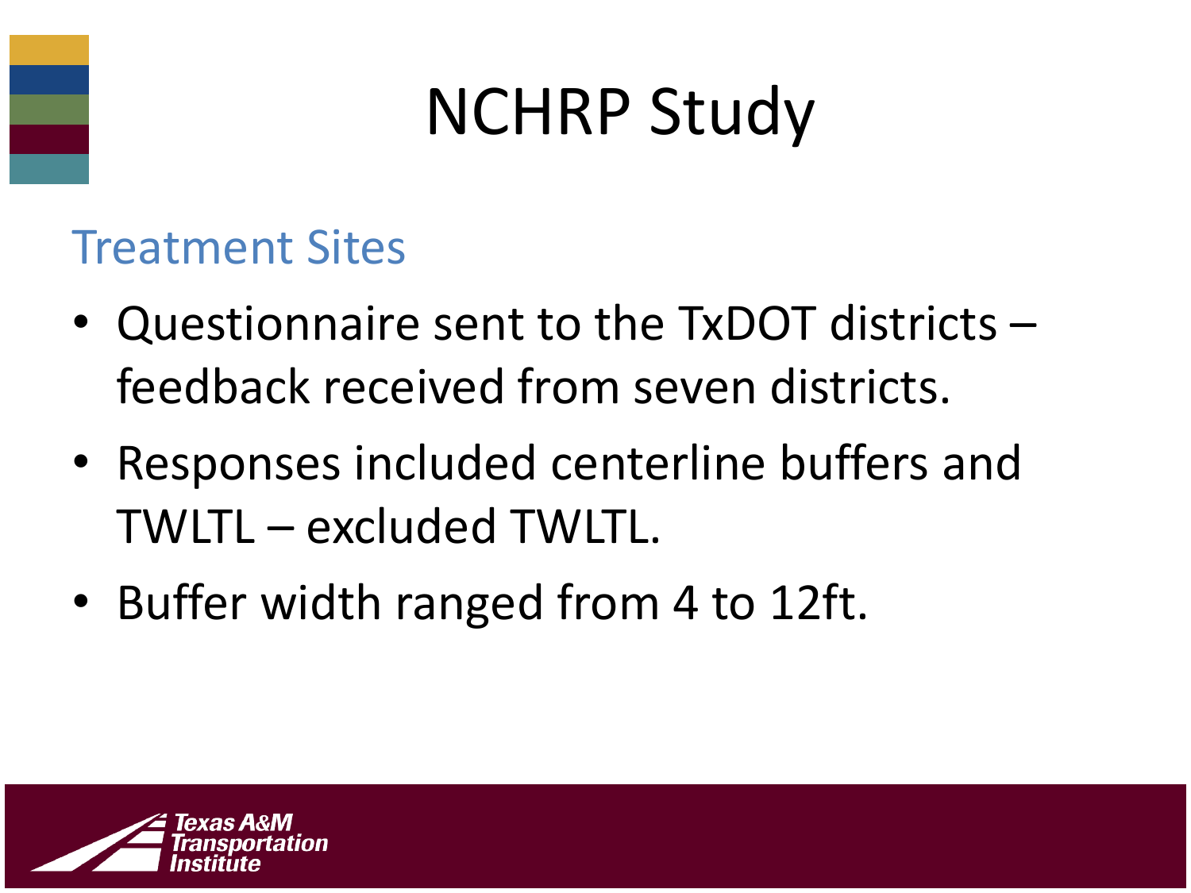# NCHRP Study

## Treatment Sites

- Questionnaire sent to the TxDOT districts – feedback received from seven districts.
- Responses included centerline buffers and TWLTL – excluded TWLTL.
- Buffer width ranged from 4 to 12ft.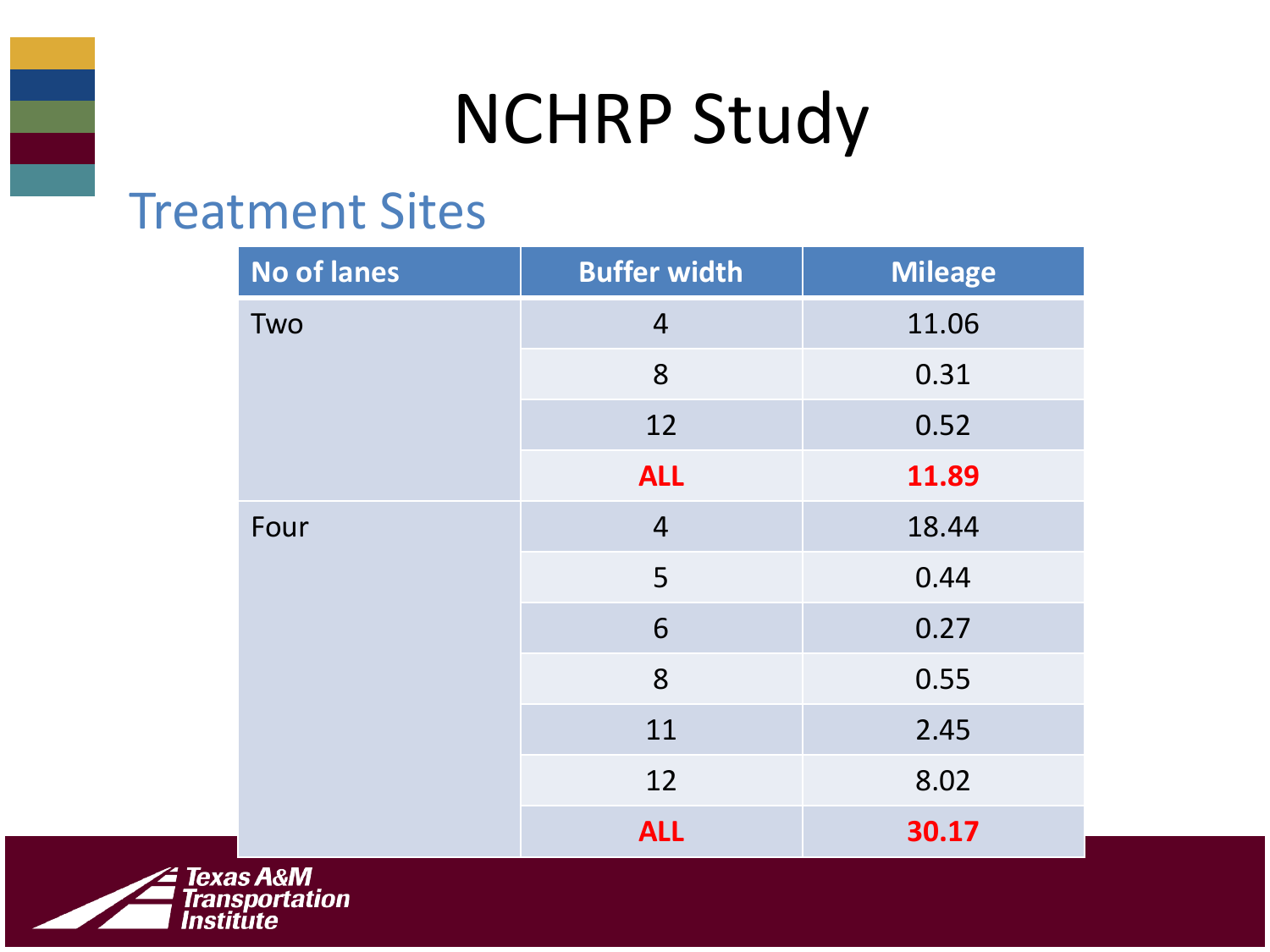# NCHRP Study

## Treatment Sites

| No of lanes | Buffer width | Mileage |
|---|---|---|
| Two | 4 | 11.06 |
| | 8 | 0.31 |
| | 12 | 0.52 |
| | **ALL** | **11.89** |
| Four | 4 | 18.44 |
| | 5 | 0.44 |
| | 6 | 0.27 |
| | 8 | 0.55 |
| | 11 | 2.45 |
| | 12 | 8.02 |
| | **ALL** | **30.17** |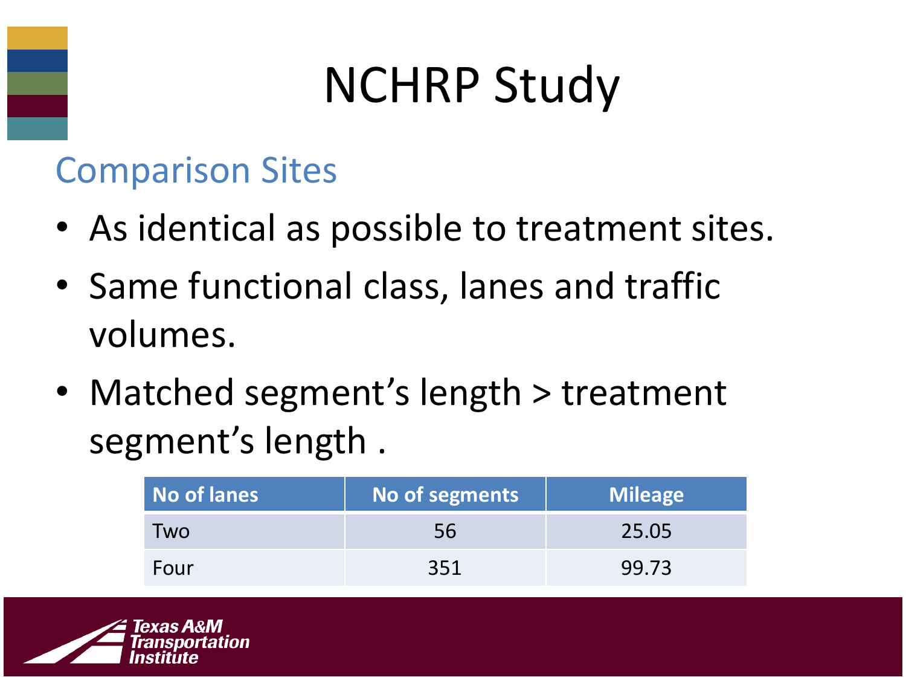# NCHRP Study

## Comparison Sites

- As identical as possible to treatment sites.
- Same functional class, lanes and traffic volumes.
- Matched segment’s length > treatment segment’s length .

| No of lanes | No of segments | Mileage |
|---|---|---|
| Two | 56 | 25.05 |
| Four | 351 | 99.73 |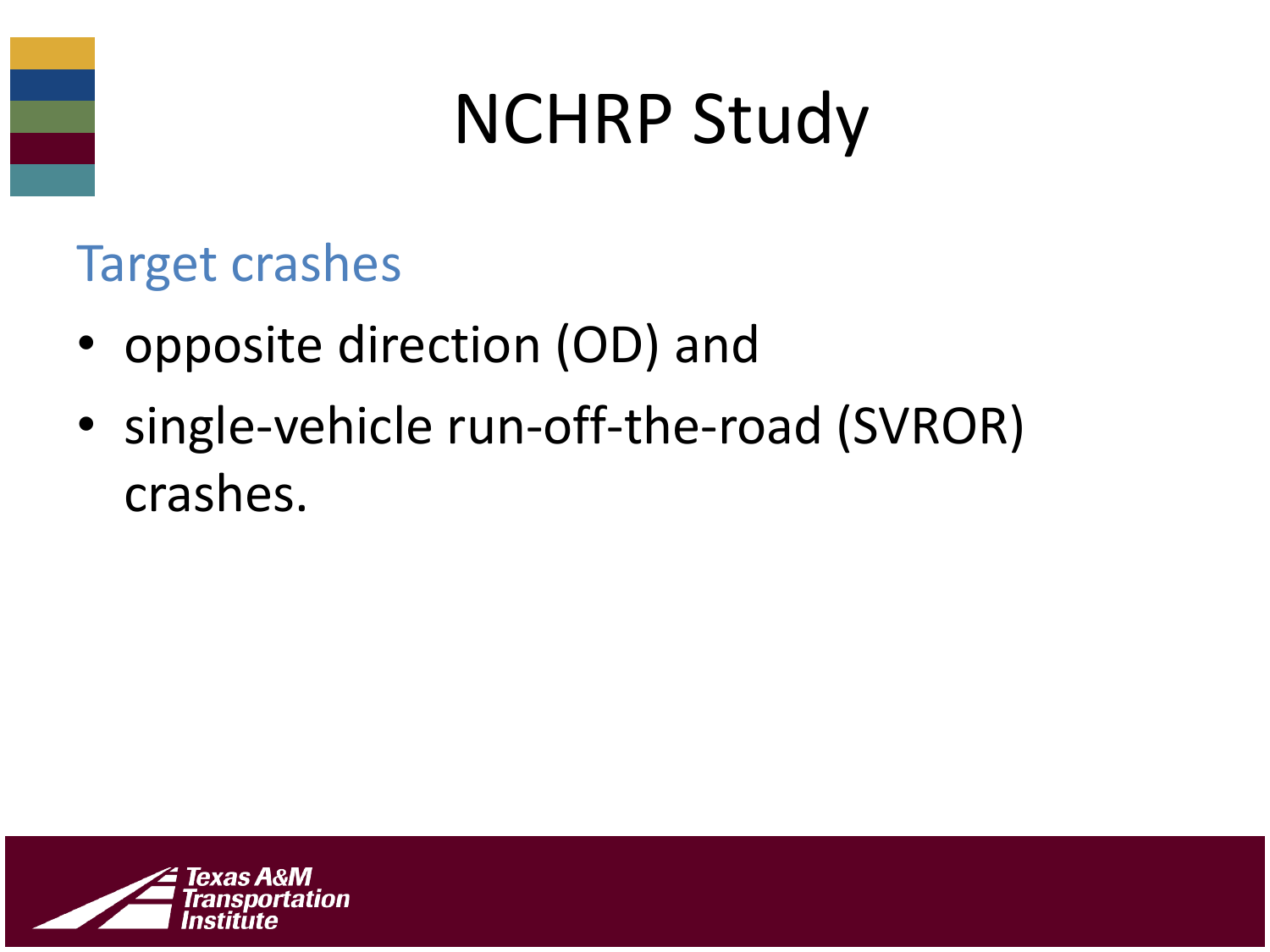# NCHRP Study

## Target crashes

- opposite direction (OD) and
- single-vehicle run-off-the-road (SVROR) crashes.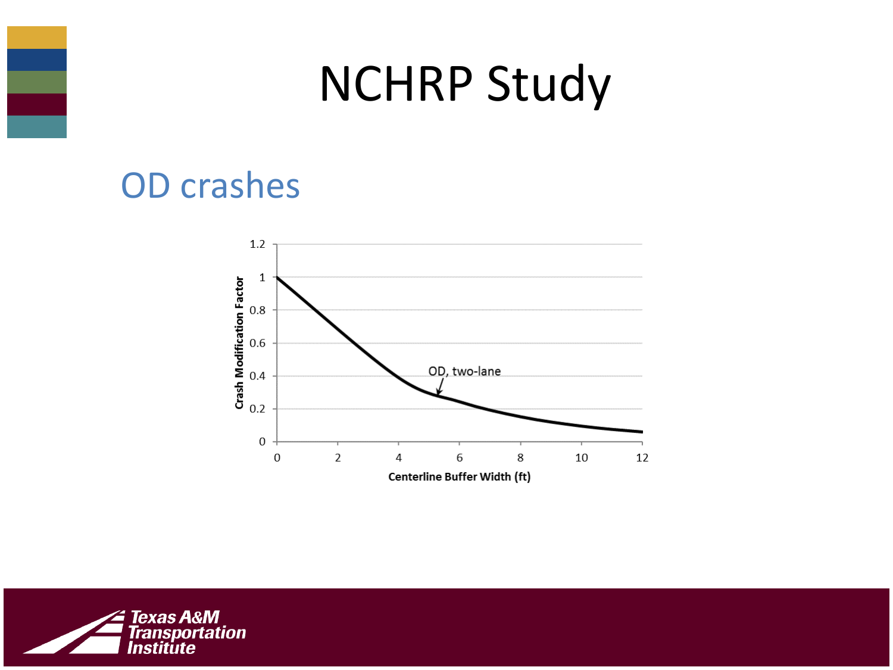# NCHRP Study

## OD crashes

Crash Modification Factor

1.2

1

0.8

0.6

0.4

0.2

0

0 2 4 6 8 10 12

Centerline Buffer Width (ft)

OD, two-lane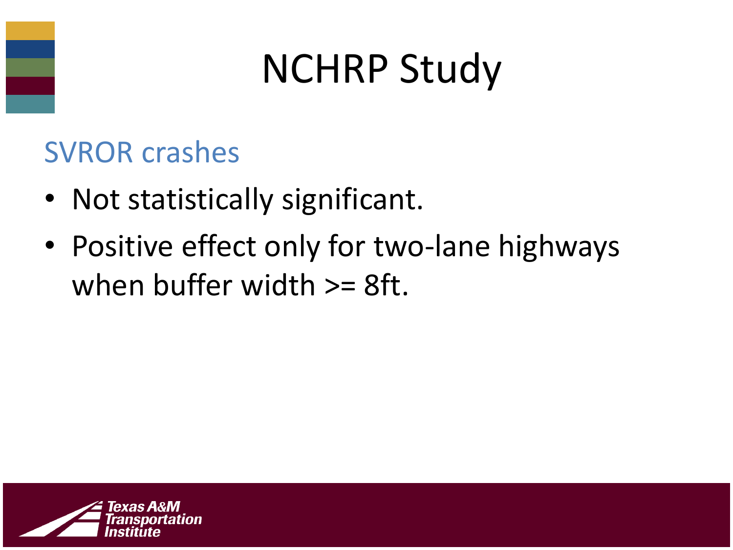# NCHRP Study

## SVROR crashes

- Not statistically significant.
- Positive effect only for two-lane highways when buffer width >= 8ft.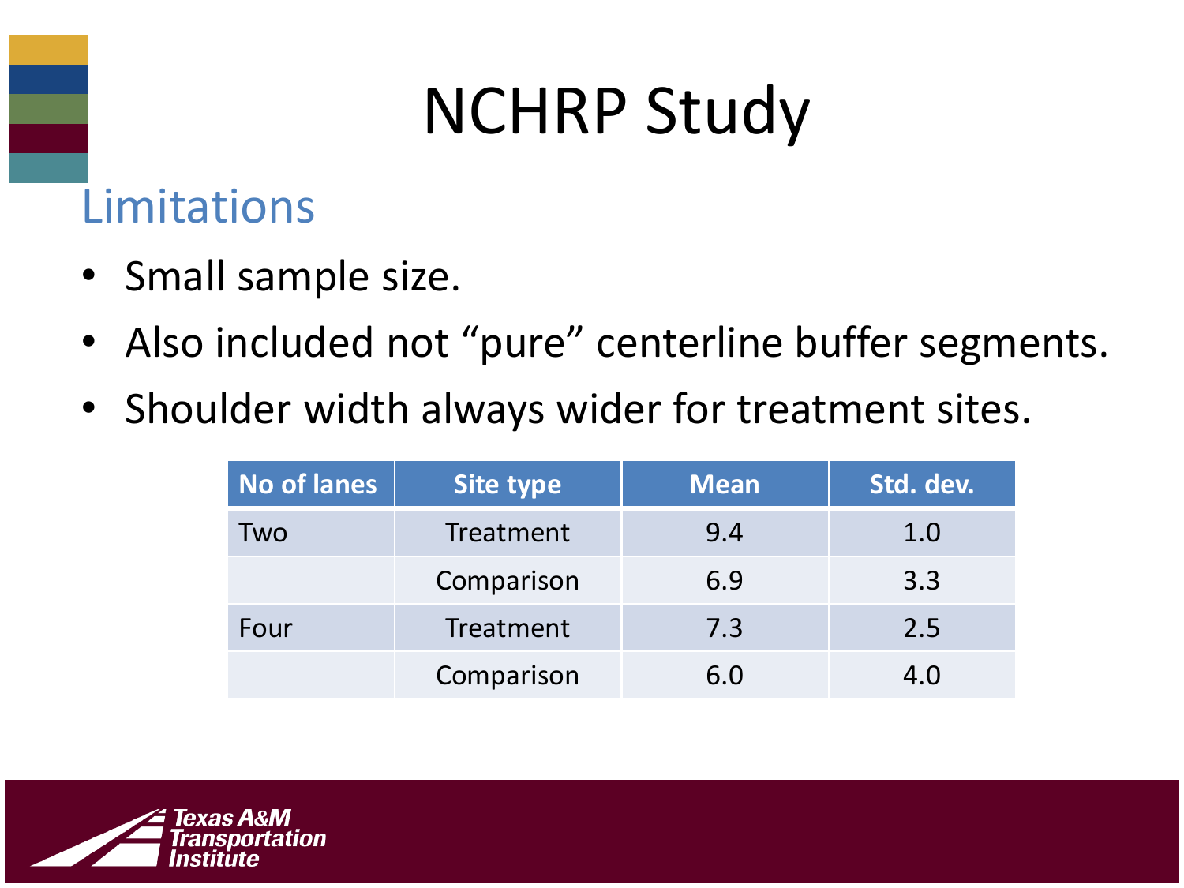# NCHRP Study

## Limitations

- Small sample size.
- Also included not “pure” centerline buffer segments.
- Shoulder width always wider for treatment sites.

| No of lanes | Site type | Mean | Std. dev. |
|---|---|---|---|
| Two | Treatment | 9.4 | 1.0 |
| | Comparison | 6.9 | 3.3 |
| Four | Treatment | 7.3 | 2.5 |
| | Comparison | 6.0 | 4.0 |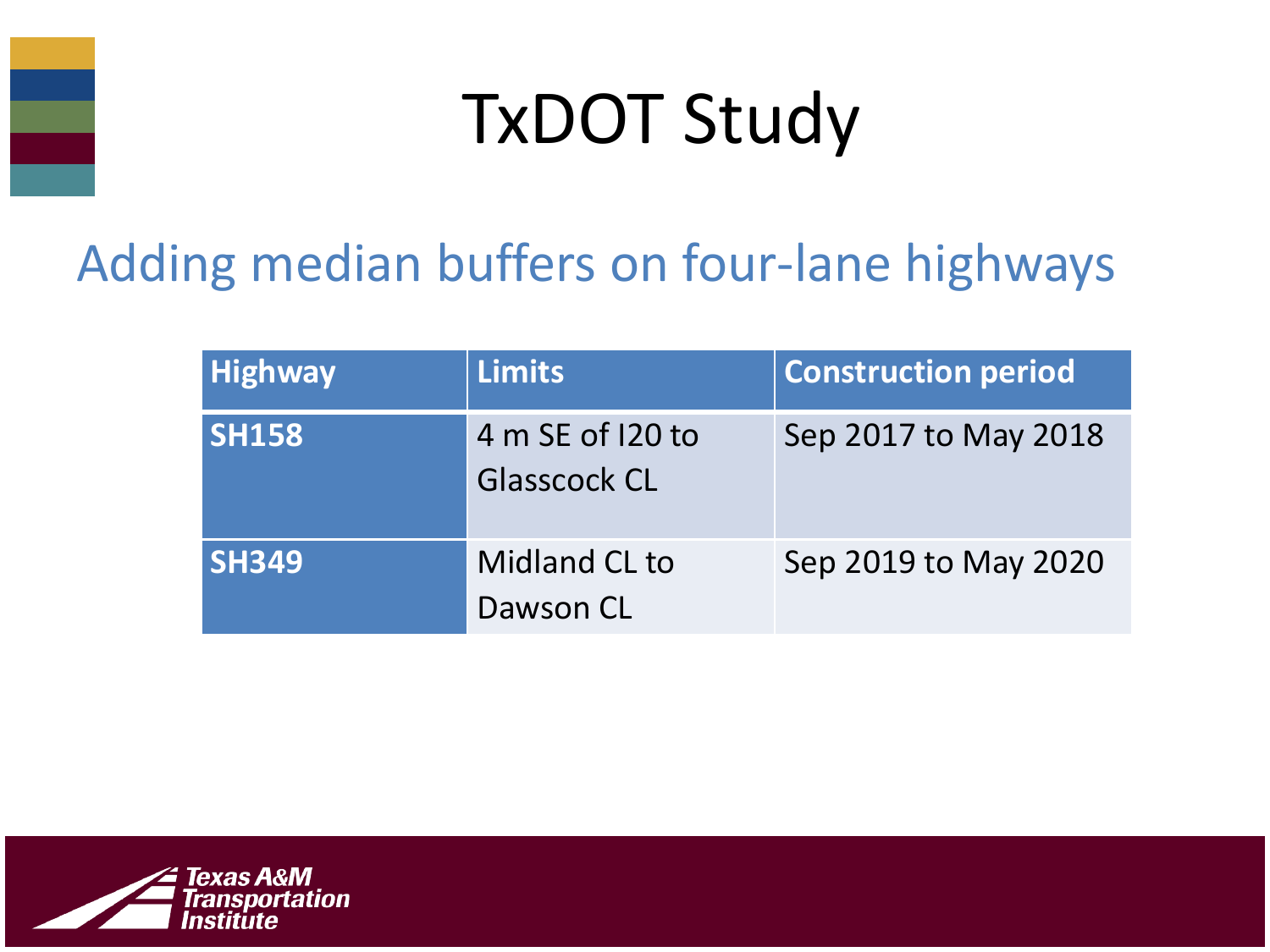# TxDOT Study

## Adding median buffers on four-lane highways

| Highway | Limits | Construction period |
|---|---|---|
| **SH158** | 4 m SE of I20 to Glasscock CL | Sep 2017 to May 2018 |
| **SH349** | Midland CL to Dawson CL | Sep 2019 to May 2020 |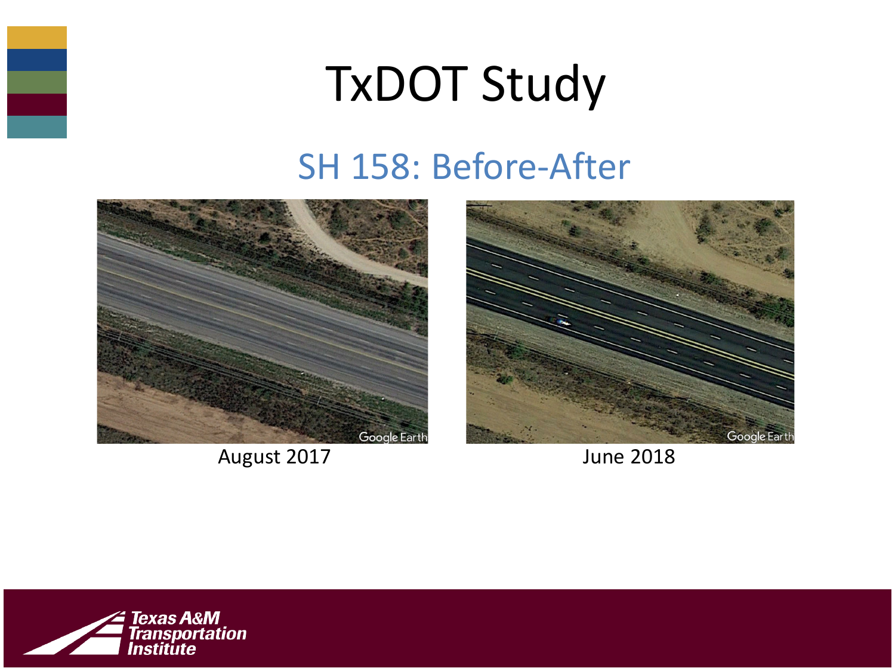# TxDOT Study

## SH 158: Before-After

August 2017

June 2018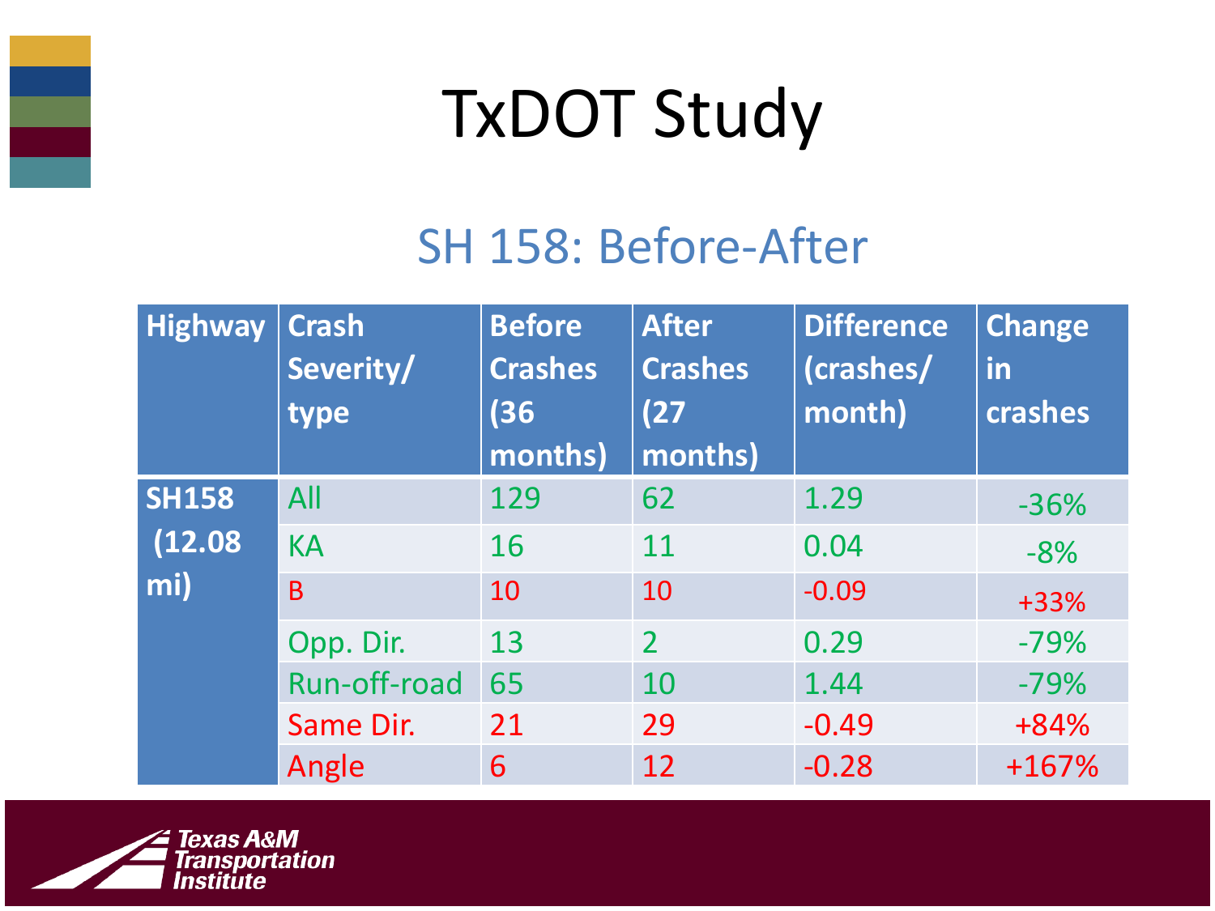# TxDOT Study

## SH 158: Before-After

| Highway | Crash Severity/ type | Before Crashes (36 months) | After Crashes (27 months) | Difference (crashes/ month) | Change in crashes |
|---|---|---|---|---|---|
| SH158 (12.08 mi) | All | 129 | 62 | 1.29 | -36% |
| | KA | 16 | 11 | 0.04 | -8% |
| | B | 10 | 10 | -0.09 | +33% |
| | Opp. Dir. | 13 | 2 | 0.29 | -79% |
| | Run-off-road | 65 | 10 | 1.44 | -79% |
| | Same Dir. | 21 | 29 | -0.49 | +84% |
| | Angle | 6 | 12 | -0.28 | +167% |

Texas A&M Transportation Institute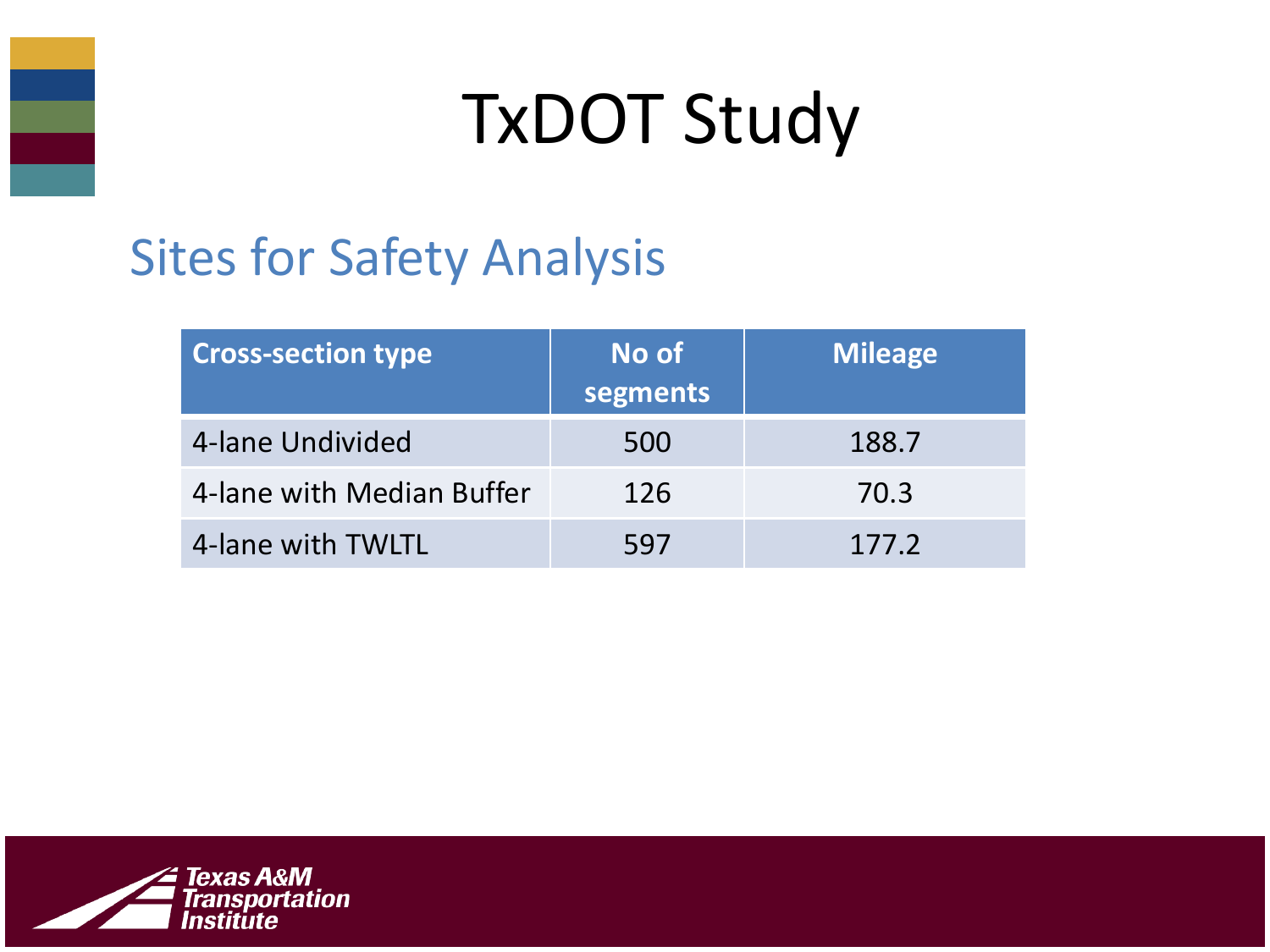# TxDOT Study

## Sites for Safety Analysis

| Cross-section type | No of segments | Mileage |
|---|---|---|
| 4-lane Undivided | 500 | 188.7 |
| 4-lane with Median Buffer | 126 | 70.3 |
| 4-lane with TWLTL | 597 | 177.2 |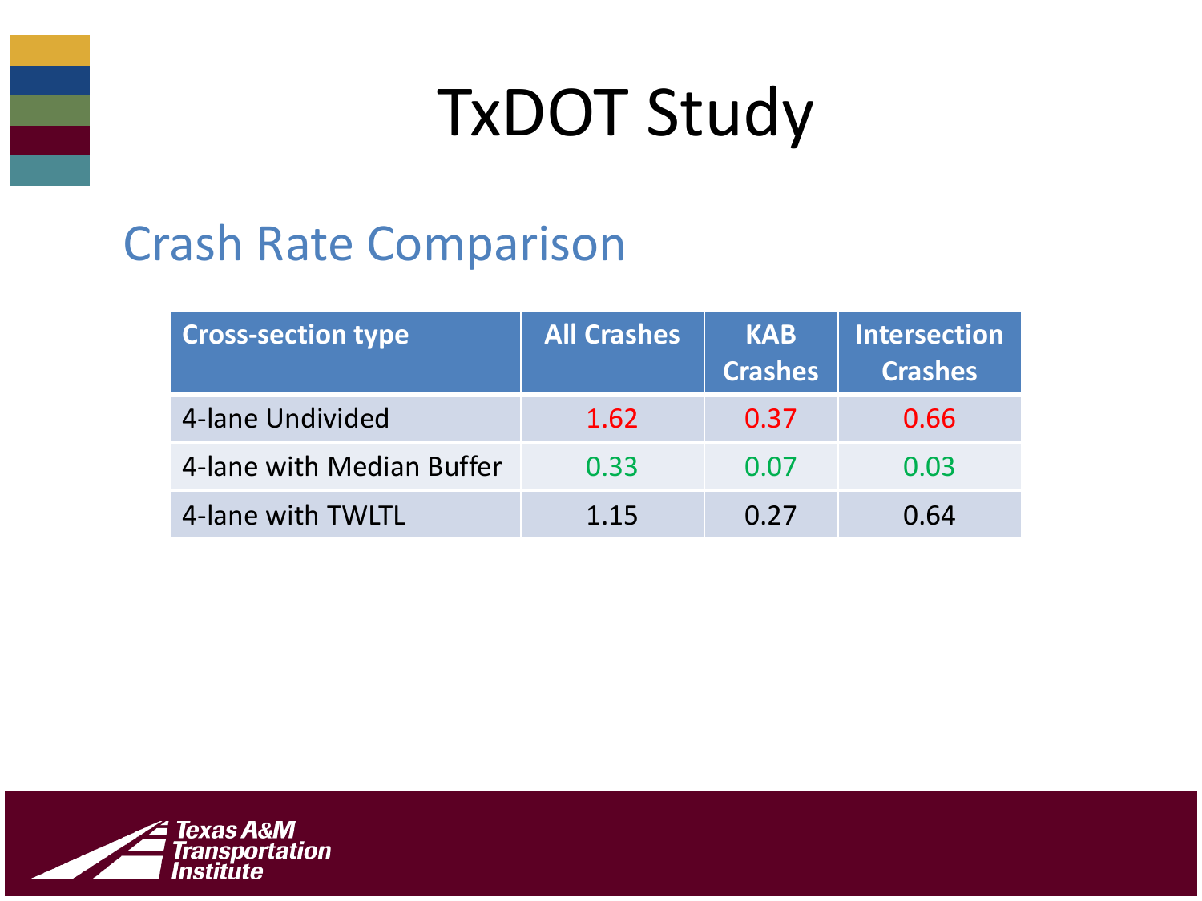# TxDOT Study

## Crash Rate Comparison

| Cross-section type | All Crashes | KAB Crashes | Intersection Crashes |
|---|---|---|---|
| 4-lane Undivided | 1.62 | 0.37 | 0.66 |
| 4-lane with Median Buffer | 0.33 | 0.07 | 0.03 |
| 4-lane with TWLTL | 1.15 | 0.27 | 0.64 |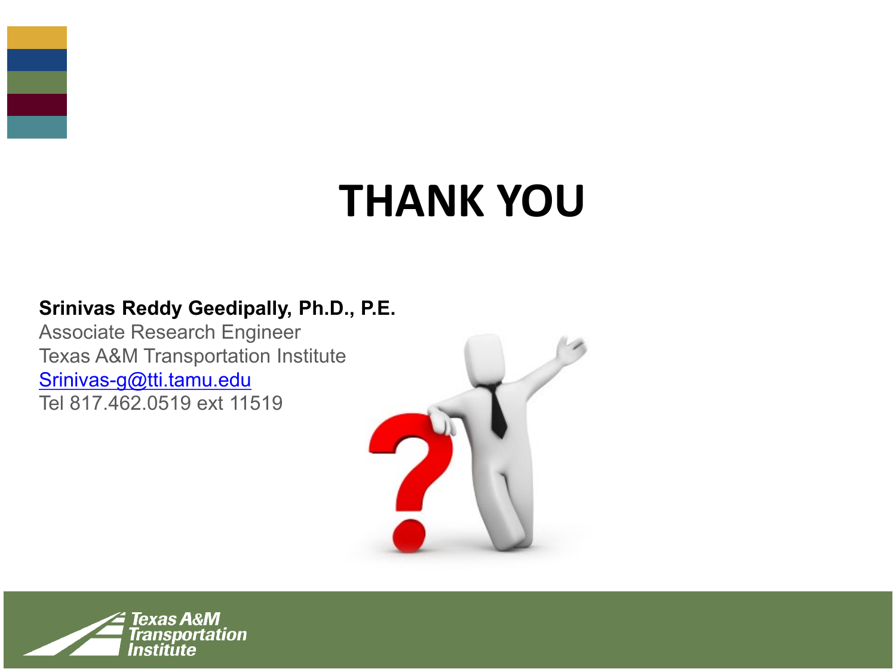# THANK YOU

**Srinivas Reddy Geedipally, Ph.D., P.E.**
Associate Research Engineer
Texas A&M Transportation Institute
Srinivas-g@tti.tamu.edu
Tel 817.462.0519 ext 11519